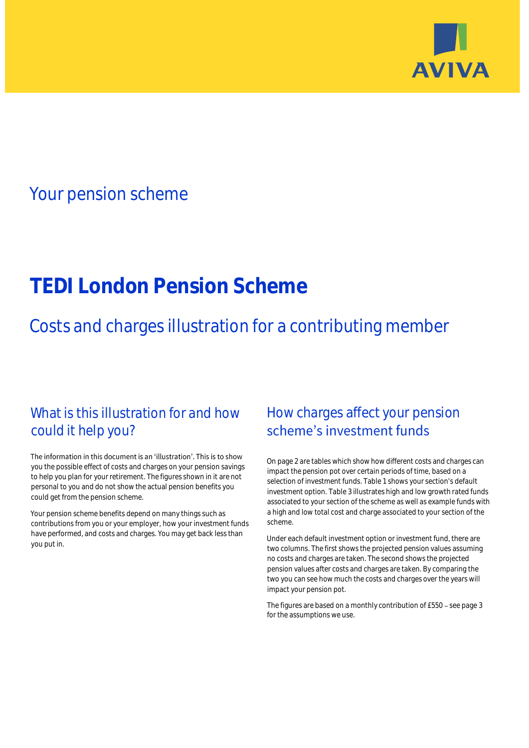Your pension scheme

# TEDI London Pension Scheme

## Costs and charges illustration for a contributing member

### What is this illustration for and how could it help you?

The information in this document is an 'illustration'. This is to show you the possible effect of costs and charges on your pension savings to help you plan for your retirement. The figures shown in it are not personal to you and do not show the actual pension benefits you could get from the pension scheme.

Your pension scheme benefits depend on many things such as contributions from you or your employer, how your investment funds have performed, and costs and charges. You may get back less than you put in.

### How charges affect your pension scheme's investment funds

On page 2 are tables which show how different costs and charges can impact the pension pot over certain periods of time, based on a selection of investment funds. Table 1 shows your section's default investment option. Table 3 illustrates high and low growth rated funds associated to your section of the scheme as well as example funds with a high and low total cost and charge associated to your section of the scheme.

Under each default investment option or investment fund, there are two columns. The first shows the projected pension values assuming no costs and charges are taken. The second shows the projected pension values after costs and charges are taken. By comparing the two you can see how much the costs and charges over the years will impact your pension pot.

The figures are based on a monthly contribution of £550 – see page 3 for the assumptions we use.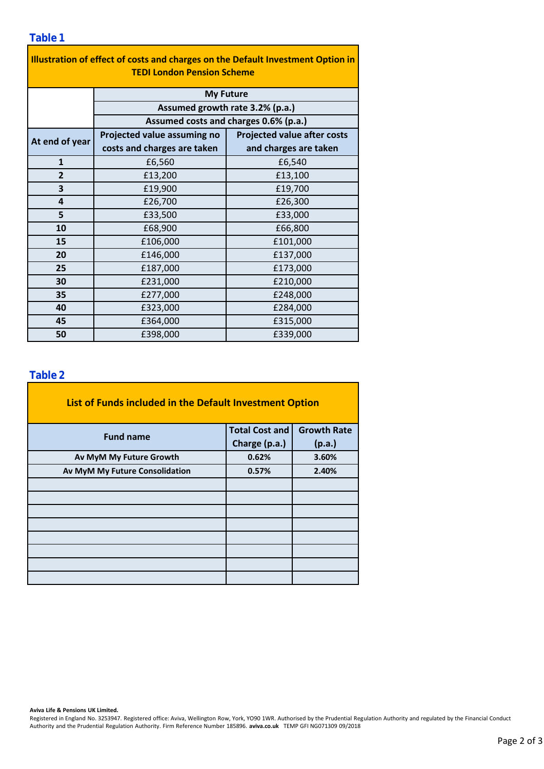## Table 1

| Illustration of effect of costs and charges on the Default Investment Option in TEDI London Pension Scheme | | |
|---|---|---|
| | My Future | |
| | Assumed growth rate 3.2% (p.a.) | |
| | Assumed costs and charges 0.6% (p.a.) | |
| At end of year | Projected value assuming no costs and charges are taken | Projected value after costs and charges are taken |
| 1 | £6,560 | £6,540 |
| 2 | £13,200 | £13,100 |
| 3 | £19,900 | £19,700 |
| 4 | £26,700 | £26,300 |
| 5 | £33,500 | £33,000 |
| 10 | £68,900 | £66,800 |
| 15 | £106,000 | £101,000 |
| 20 | £146,000 | £137,000 |
| 25 | £187,000 | £173,000 |
| 30 | £231,000 | £210,000 |
| 35 | £277,000 | £248,000 |
| 40 | £323,000 | £284,000 |
| 45 | £364,000 | £315,000 |
| 50 | £398,000 | £339,000 |

## Table 2

| List of Funds included in the Default Investment Option | | |
|---|---|---|
| Fund name | Total Cost and Charge (p.a.) | Growth Rate (p.a.) |
| Av MyM My Future Growth | 0.62% | 3.60% |
| Av MyM My Future Consolidation | 0.57% | 2.40% |
| | | |
| | | |
| | | |
| | | |
| | | |
| | | |
| | | |
| | | |

**Aviva Life & Pensions UK Limited.**
Registered in England No. 3253947. Registered office: Aviva, Wellington Row, York, YO90 1WR. Authorised by the Prudential Regulation Authority and regulated by the Financial Conduct Authority and the Prudential Regulation Authority. Firm Reference Number 185896. **aviva.co.uk** TEMP GFI NG071309 09/2018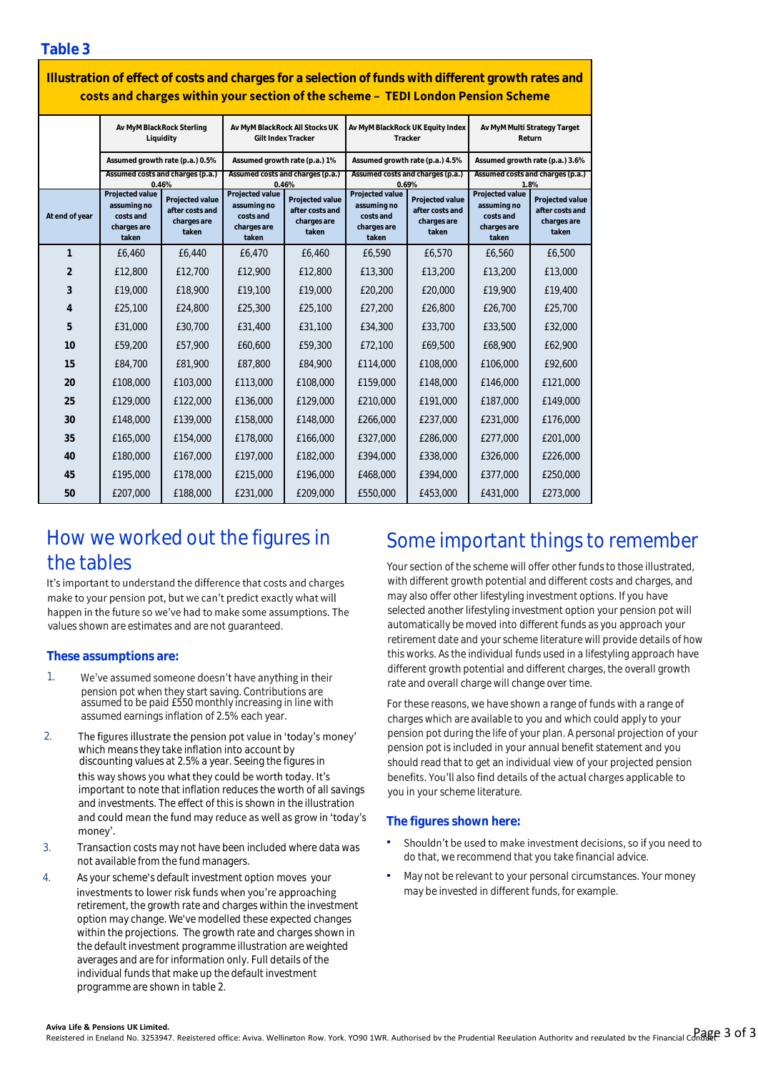## Table 3

| Illustration of effect of costs and charges for a selection of funds with different growth rates and costs and charges within your section of the scheme – TEDI London Pension Scheme | | | | | | | | |
|---|---|---|---|---|---|---|---|---|
| | Av MyM BlackRock Sterling Liquidity | | Av MyM BlackRock All Stocks UK Gilt Index Tracker | | Av MyM BlackRock UK Equity Index Tracker | | Av MyM Multi Strategy Target Return | |
| | Assumed growth rate (p.a.) 0.5% | | Assumed growth rate (p.a.) 1% | | Assumed growth rate (p.a.) 4.5% | | Assumed growth rate (p.a.) 3.6% | |
| | Assumed costs and charges (p.a.) 0.46% | | Assumed costs and charges (p.a.) 0.46% | | Assumed costs and charges (p.a.) 0.69% | | Assumed costs and charges (p.a.) 1.8% | |
| At end of year | Projected value assuming no costs and charges are taken | Projected value after costs and charges are taken | Projected value assuming no costs and charges are taken | Projected value after costs and charges are taken | Projected value assuming no costs and charges are taken | Projected value after costs and charges are taken | Projected value assuming no costs and charges are taken | Projected value after costs and charges are taken |
| 1 | £6,460 | £6,440 | £6,470 | £6,460 | £6,590 | £6,570 | £6,560 | £6,500 |
| 2 | £12,800 | £12,700 | £12,900 | £12,800 | £13,300 | £13,200 | £13,200 | £13,000 |
| 3 | £19,000 | £18,900 | £19,100 | £19,000 | £20,200 | £20,000 | £19,900 | £19,400 |
| 4 | £25,100 | £24,800 | £25,300 | £25,100 | £27,200 | £26,800 | £26,700 | £25,700 |
| 5 | £31,000 | £30,700 | £31,400 | £31,100 | £34,300 | £33,700 | £33,500 | £32,000 |
| 10 | £59,200 | £57,900 | £60,600 | £59,300 | £72,100 | £69,500 | £68,900 | £62,900 |
| 15 | £84,700 | £81,900 | £87,800 | £84,900 | £114,000 | £108,000 | £106,000 | £92,600 |
| 20 | £108,000 | £103,000 | £113,000 | £108,000 | £159,000 | £148,000 | £146,000 | £121,000 |
| 25 | £129,000 | £122,000 | £136,000 | £129,000 | £210,000 | £191,000 | £187,000 | £149,000 |
| 30 | £148,000 | £139,000 | £158,000 | £148,000 | £266,000 | £237,000 | £231,000 | £176,000 |
| 35 | £165,000 | £154,000 | £178,000 | £166,000 | £327,000 | £286,000 | £277,000 | £201,000 |
| 40 | £180,000 | £167,000 | £197,000 | £182,000 | £394,000 | £338,000 | £326,000 | £226,000 |
| 45 | £195,000 | £178,000 | £215,000 | £196,000 | £468,000 | £394,000 | £377,000 | £250,000 |
| 50 | £207,000 | £188,000 | £231,000 | £209,000 | £550,000 | £453,000 | £431,000 | £273,000 |

# How we worked out the figures in the tables

It's important to understand the difference that costs and charges make to your pension pot, but we can't predict exactly what will happen in the future so we've had to make some assumptions. The values shown are estimates and are not guaranteed.

### These assumptions are:

1. We've assumed someone doesn't have anything in their pension pot when they start saving. Contributions are assumed to be paid £550 monthly increasing in line with assumed earnings inflation of 2.5% each year.
2. The figures illustrate the pension pot value in 'today's money' which means they take inflation into account by discounting values at 2.5% a year. Seeing the figures in this way shows you what they could be worth today. It's important to note that inflation reduces the worth of all savings and investments. The effect of this is shown in the illustration and could mean the fund may reduce as well as grow in 'today's money'.
3. Transaction costs may not have been included where data was not available from the fund managers.
4. As your scheme's default investment option moves your investments to lower risk funds when you're approaching retirement, the growth rate and charges within the investment option may change. We've modelled these expected changes within the projections. The growth rate and charges shown in the default investment programme illustration are weighted averages and are for information only. Full details of the individual funds that make up the default investment programme are shown in table 2.

# Some important things to remember

Your section of the scheme will offer other funds to those illustrated, with different growth potential and different costs and charges, and may also offer other lifestyling investment options. If you have selected another lifestyling investment option your pension pot will automatically be moved into different funds as you approach your retirement date and your scheme literature will provide details of how this works. As the individual funds used in a lifestyling approach have different growth potential and different charges, the overall growth rate and overall charge will change over time.

For these reasons, we have shown a range of funds with a range of charges which are available to you and which could apply to your pension pot during the life of your plan. A personal projection of your pension pot is included in your annual benefit statement and you should read that to get an individual view of your projected pension benefits. You'll also find details of the actual charges applicable to you in your scheme literature.

### The figures shown here:

- Shouldn't be used to make investment decisions, so if you need to do that, we recommend that you take financial advice.
- May not be relevant to your personal circumstances. Your money may be invested in different funds, for example.

**Aviva Life & Pensions UK Limited.**
Registered in England No. 3253947. Registered office: Aviva, Wellington Row, York, YO90 1WR. Authorised by the Prudential Regulation Authority and regulated by the Financial Conduct